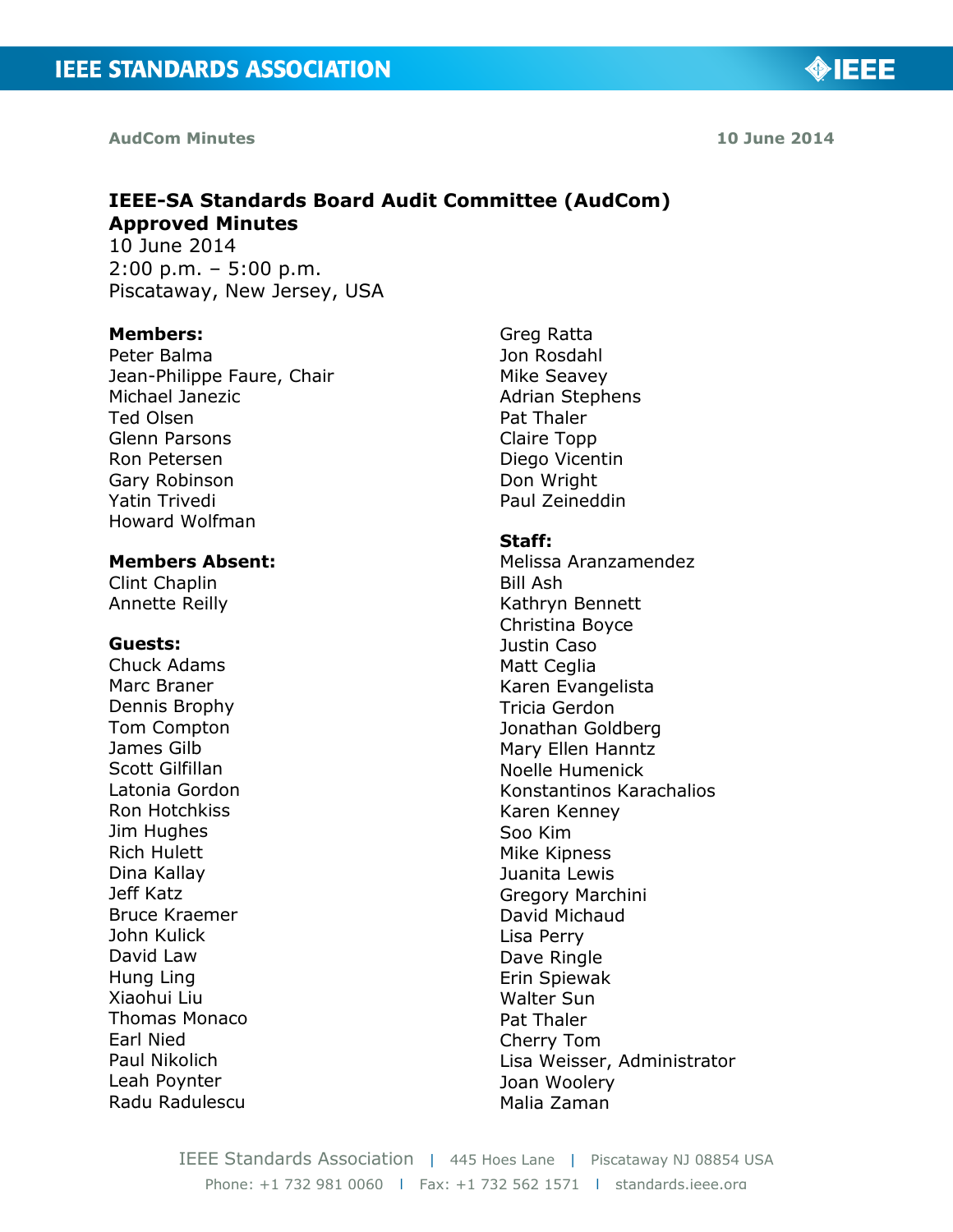**AudCom Minutes** **10 June 2014**

# IEEE-SA Standards Board Audit Committee (AudCom) Approved Minutes

10 June 2014
2:00 p.m. – 5:00 p.m.
Piscataway, New Jersey, USA

**Members:**
Peter Balma
Jean-Philippe Faure, Chair
Michael Janezic
Ted Olsen
Glenn Parsons
Ron Petersen
Gary Robinson
Yatin Trivedi
Howard Wolfman
Greg Ratta
Jon Rosdahl
Mike Seavey
Adrian Stephens
Pat Thaler
Claire Topp
Diego Vicentin
Don Wright
Paul Zeineddin

**Members Absent:**
Clint Chaplin
Annette Reilly

**Guests:**
Chuck Adams
Marc Braner
Dennis Brophy
Tom Compton
James Gilb
Scott Gilfillan
Latonia Gordon
Ron Hotchkiss
Jim Hughes
Rich Hulett
Dina Kallay
Jeff Katz
Bruce Kraemer
John Kulick
David Law
Hung Ling
Xiaohui Liu
Thomas Monaco
Earl Nied
Paul Nikolich
Leah Poynter
Radu Radulescu

**Staff:**
Melissa Aranzamendez
Bill Ash
Kathryn Bennett
Christina Boyce
Justin Caso
Matt Ceglia
Karen Evangelista
Tricia Gerdon
Jonathan Goldberg
Mary Ellen Hanntz
Noelle Humenick
Konstantinos Karachalios
Karen Kenney
Soo Kim
Mike Kipness
Juanita Lewis
Gregory Marchini
David Michaud
Lisa Perry
Dave Ringle
Erin Spiewak
Walter Sun
Pat Thaler
Cherry Tom
Lisa Weisser, Administrator
Joan Woolery
Malia Zaman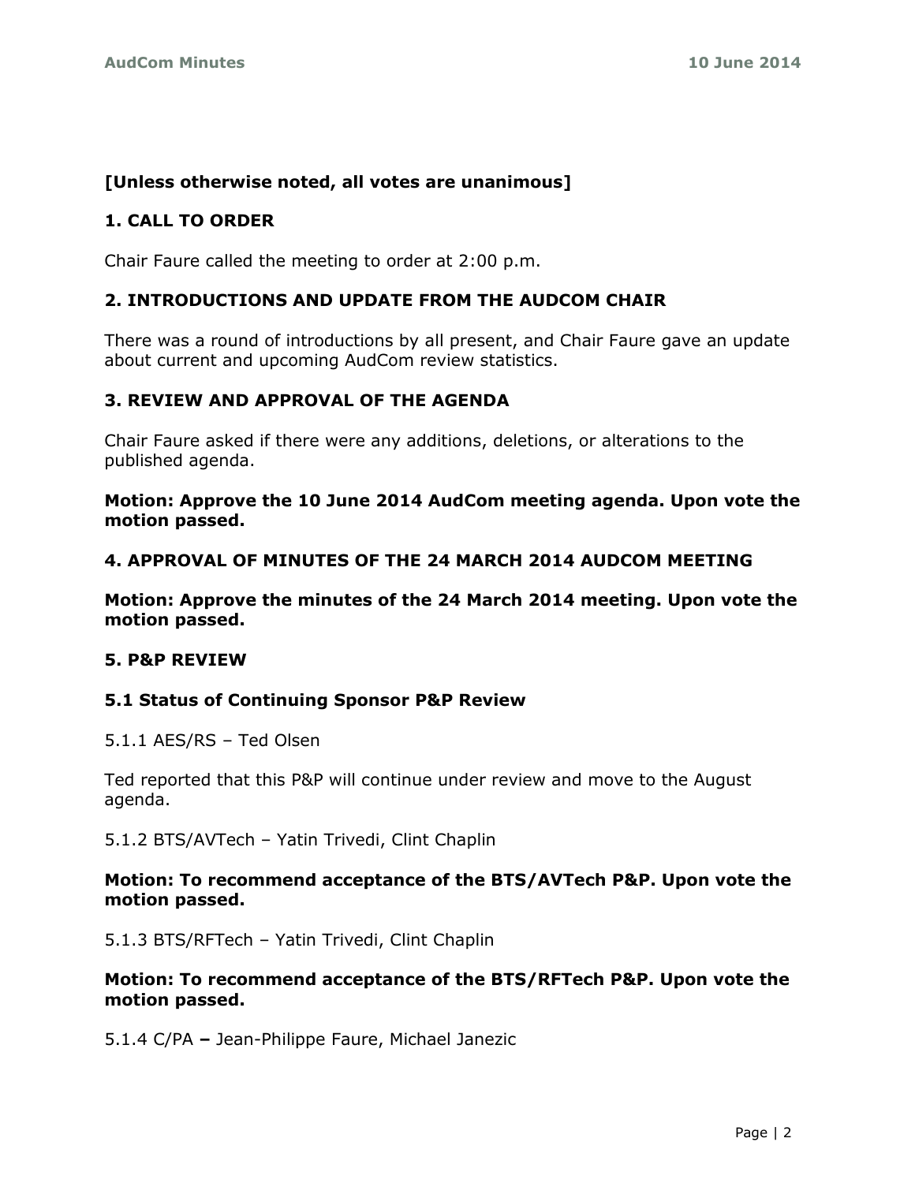**[Unless otherwise noted, all votes are unanimous]**

## 1. CALL TO ORDER

Chair Faure called the meeting to order at 2:00 p.m.

## 2. INTRODUCTIONS AND UPDATE FROM THE AUDCOM CHAIR

There was a round of introductions by all present, and Chair Faure gave an update about current and upcoming AudCom review statistics.

## 3. REVIEW AND APPROVAL OF THE AGENDA

Chair Faure asked if there were any additions, deletions, or alterations to the published agenda.

**Motion: Approve the 10 June 2014 AudCom meeting agenda. Upon vote the motion passed.**

## 4. APPROVAL OF MINUTES OF THE 24 MARCH 2014 AUDCOM MEETING

**Motion: Approve the minutes of the 24 March 2014 meeting. Upon vote the motion passed.**

## 5. P&P REVIEW

### 5.1 Status of Continuing Sponsor P&P Review

5.1.1 AES/RS – Ted Olsen

Ted reported that this P&P will continue under review and move to the August agenda.

5.1.2 BTS/AVTech – Yatin Trivedi, Clint Chaplin

**Motion: To recommend acceptance of the BTS/AVTech P&P. Upon vote the motion passed.**

5.1.3 BTS/RFTech – Yatin Trivedi, Clint Chaplin

**Motion: To recommend acceptance of the BTS/RFTech P&P. Upon vote the motion passed.**

5.1.4 C/PA **–** Jean-Philippe Faure, Michael Janezic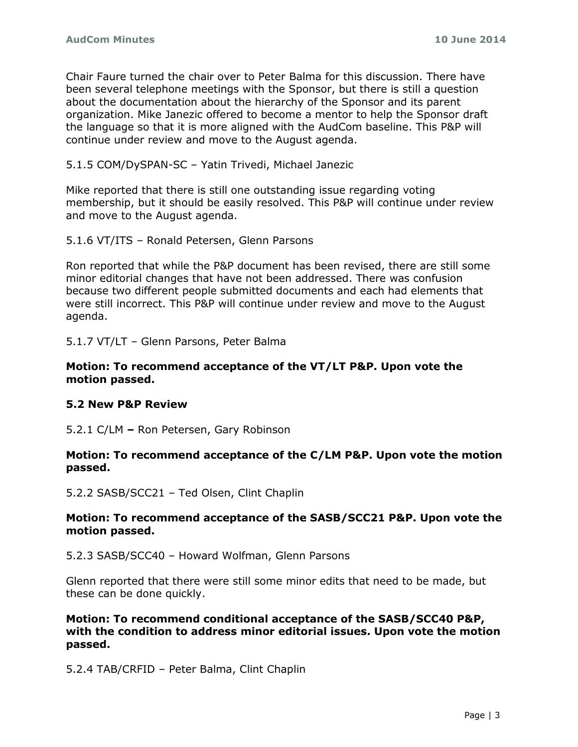Chair Faure turned the chair over to Peter Balma for this discussion. There have been several telephone meetings with the Sponsor, but there is still a question about the documentation about the hierarchy of the Sponsor and its parent organization. Mike Janezic offered to become a mentor to help the Sponsor draft the language so that it is more aligned with the AudCom baseline. This P&P will continue under review and move to the August agenda.

5.1.5 COM/DySPAN-SC – Yatin Trivedi, Michael Janezic

Mike reported that there is still one outstanding issue regarding voting membership, but it should be easily resolved. This P&P will continue under review and move to the August agenda.

5.1.6 VT/ITS – Ronald Petersen, Glenn Parsons

Ron reported that while the P&P document has been revised, there are still some minor editorial changes that have not been addressed. There was confusion because two different people submitted documents and each had elements that were still incorrect. This P&P will continue under review and move to the August agenda.

5.1.7 VT/LT – Glenn Parsons, Peter Balma

**Motion: To recommend acceptance of the VT/LT P&P. Upon vote the motion passed.**

**5.2 New P&P Review**

5.2.1 C/LM **–** Ron Petersen, Gary Robinson

**Motion: To recommend acceptance of the C/LM P&P. Upon vote the motion passed.**

5.2.2 SASB/SCC21 – Ted Olsen, Clint Chaplin

**Motion: To recommend acceptance of the SASB/SCC21 P&P. Upon vote the motion passed.**

5.2.3 SASB/SCC40 – Howard Wolfman, Glenn Parsons

Glenn reported that there were still some minor edits that need to be made, but these can be done quickly.

**Motion: To recommend conditional acceptance of the SASB/SCC40 P&P, with the condition to address minor editorial issues. Upon vote the motion passed.**

5.2.4 TAB/CRFID – Peter Balma, Clint Chaplin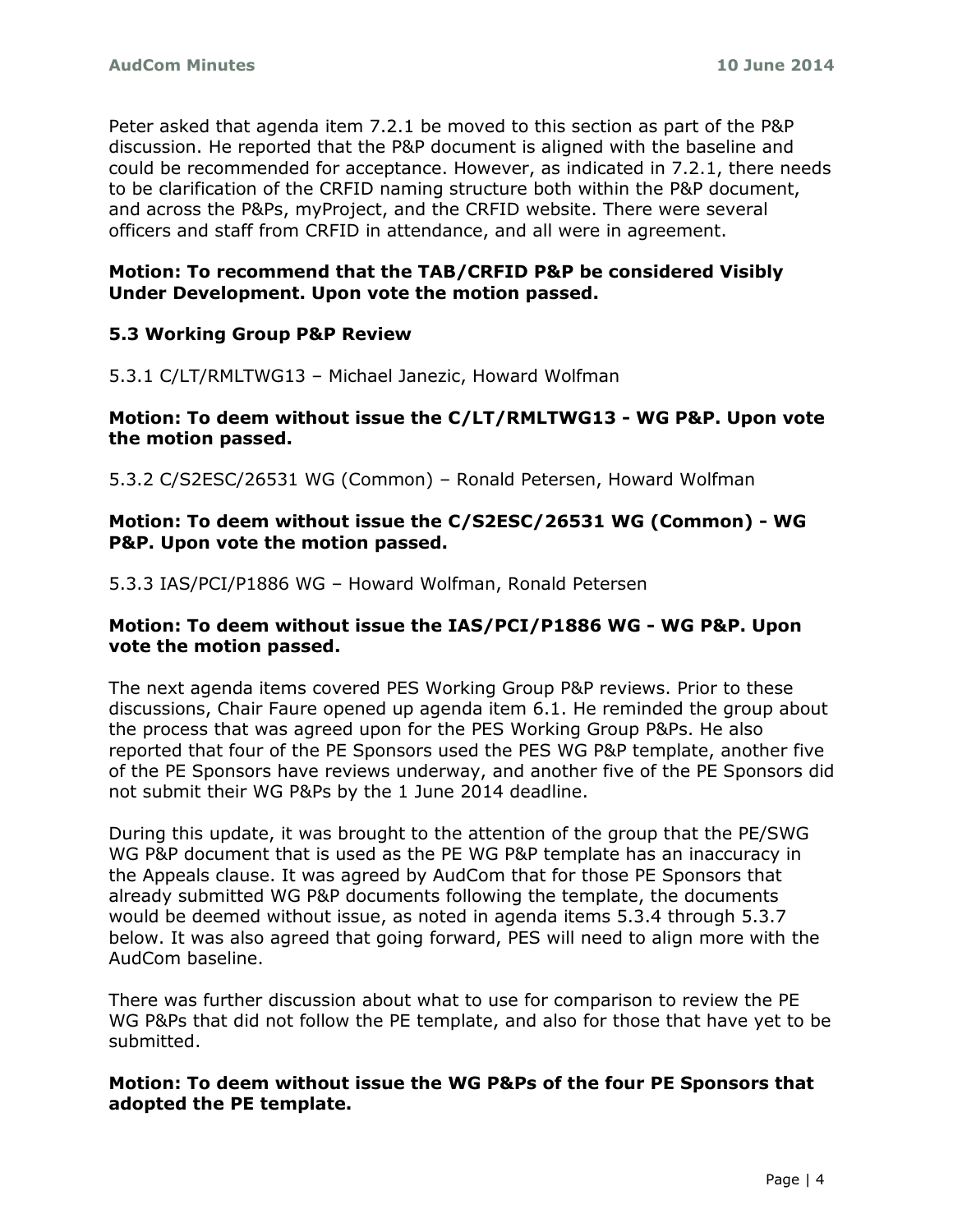Peter asked that agenda item 7.2.1 be moved to this section as part of the P&P discussion. He reported that the P&P document is aligned with the baseline and could be recommended for acceptance. However, as indicated in 7.2.1, there needs to be clarification of the CRFID naming structure both within the P&P document, and across the P&Ps, myProject, and the CRFID website. There were several officers and staff from CRFID in attendance, and all were in agreement.

**Motion: To recommend that the TAB/CRFID P&P be considered Visibly Under Development. Upon vote the motion passed.**

### 5.3 Working Group P&P Review

5.3.1 C/LT/RMLTWG13 – Michael Janezic, Howard Wolfman

**Motion: To deem without issue the C/LT/RMLTWG13 - WG P&P. Upon vote the motion passed.**

5.3.2 C/S2ESC/26531 WG (Common) – Ronald Petersen, Howard Wolfman

**Motion: To deem without issue the C/S2ESC/26531 WG (Common) - WG P&P. Upon vote the motion passed.**

5.3.3 IAS/PCI/P1886 WG – Howard Wolfman, Ronald Petersen

**Motion: To deem without issue the IAS/PCI/P1886 WG - WG P&P. Upon vote the motion passed.**

The next agenda items covered PES Working Group P&P reviews. Prior to these discussions, Chair Faure opened up agenda item 6.1. He reminded the group about the process that was agreed upon for the PES Working Group P&Ps. He also reported that four of the PE Sponsors used the PES WG P&P template, another five of the PE Sponsors have reviews underway, and another five of the PE Sponsors did not submit their WG P&Ps by the 1 June 2014 deadline.

During this update, it was brought to the attention of the group that the PE/SWG WG P&P document that is used as the PE WG P&P template has an inaccuracy in the Appeals clause. It was agreed by AudCom that for those PE Sponsors that already submitted WG P&P documents following the template, the documents would be deemed without issue, as noted in agenda items 5.3.4 through 5.3.7 below. It was also agreed that going forward, PES will need to align more with the AudCom baseline.

There was further discussion about what to use for comparison to review the PE WG P&Ps that did not follow the PE template, and also for those that have yet to be submitted.

**Motion: To deem without issue the WG P&Ps of the four PE Sponsors that adopted the PE template.**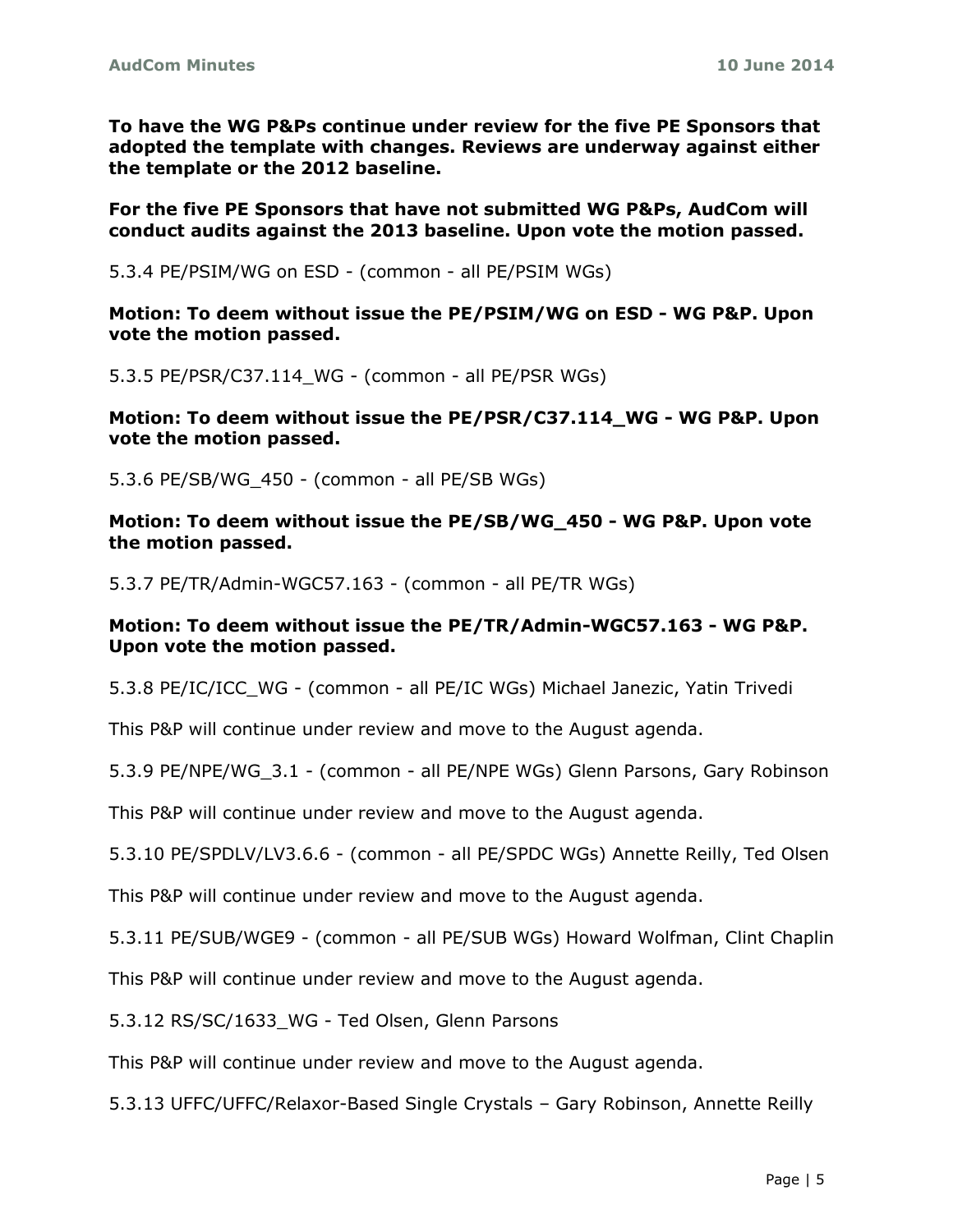**To have the WG P&Ps continue under review for the five PE Sponsors that adopted the template with changes. Reviews are underway against either the template or the 2012 baseline.**

**For the five PE Sponsors that have not submitted WG P&Ps, AudCom will conduct audits against the 2013 baseline. Upon vote the motion passed.**

5.3.4 PE/PSIM/WG on ESD - (common - all PE/PSIM WGs)

**Motion: To deem without issue the PE/PSIM/WG on ESD - WG P&P. Upon vote the motion passed.**

5.3.5 PE/PSR/C37.114_WG - (common - all PE/PSR WGs)

**Motion: To deem without issue the PE/PSR/C37.114_WG - WG P&P. Upon vote the motion passed.**

5.3.6 PE/SB/WG_450 - (common - all PE/SB WGs)

**Motion: To deem without issue the PE/SB/WG_450 - WG P&P. Upon vote the motion passed.**

5.3.7 PE/TR/Admin-WGC57.163 - (common - all PE/TR WGs)

**Motion: To deem without issue the PE/TR/Admin-WGC57.163 - WG P&P. Upon vote the motion passed.**

5.3.8 PE/IC/ICC_WG - (common - all PE/IC WGs) Michael Janezic, Yatin Trivedi

This P&P will continue under review and move to the August agenda.

5.3.9 PE/NPE/WG_3.1 - (common - all PE/NPE WGs) Glenn Parsons, Gary Robinson

This P&P will continue under review and move to the August agenda.

5.3.10 PE/SPDLV/LV3.6.6 - (common - all PE/SPDC WGs) Annette Reilly, Ted Olsen

This P&P will continue under review and move to the August agenda.

5.3.11 PE/SUB/WGE9 - (common - all PE/SUB WGs) Howard Wolfman, Clint Chaplin

This P&P will continue under review and move to the August agenda.

5.3.12 RS/SC/1633_WG - Ted Olsen, Glenn Parsons

This P&P will continue under review and move to the August agenda.

5.3.13 UFFC/UFFC/Relaxor-Based Single Crystals – Gary Robinson, Annette Reilly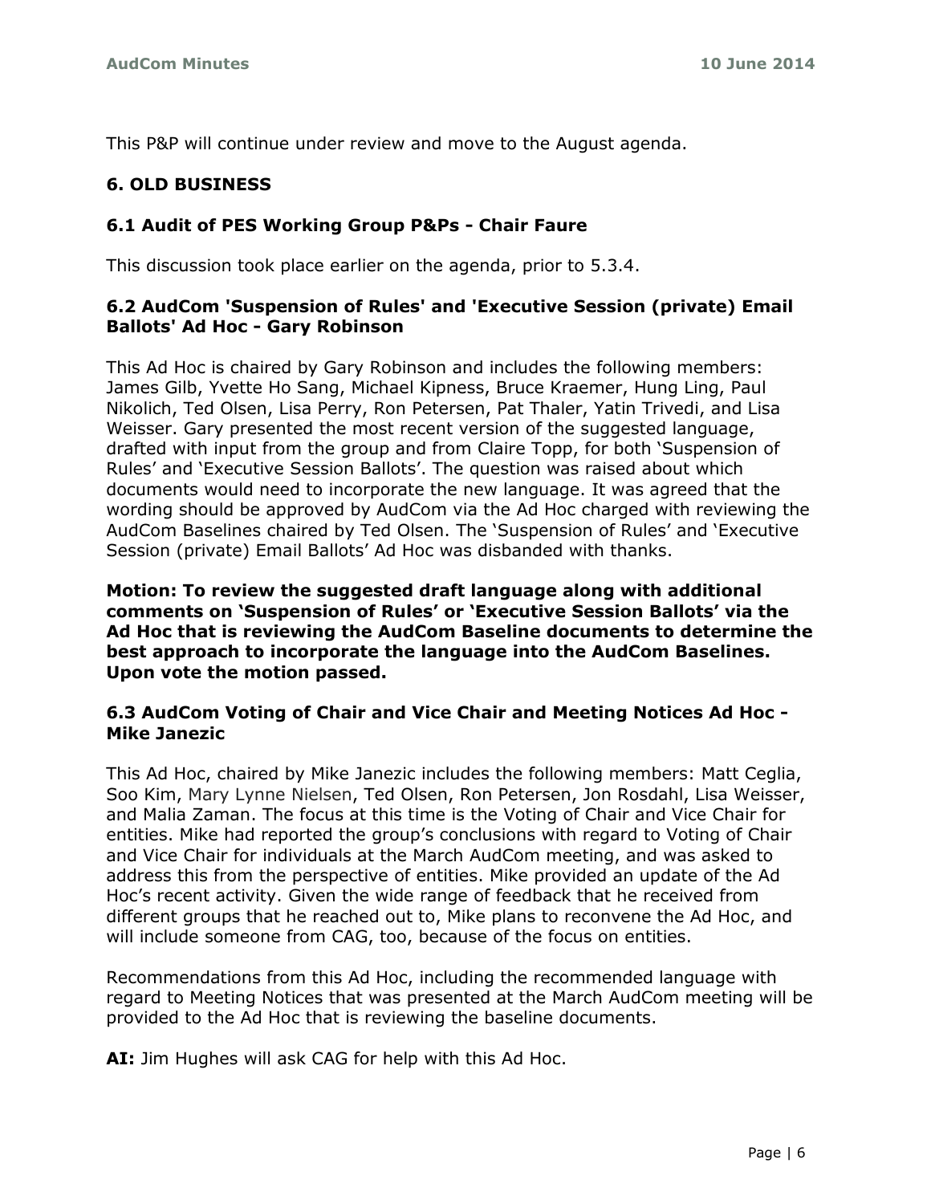This P&P will continue under review and move to the August agenda.

## 6. OLD BUSINESS

### 6.1 Audit of PES Working Group P&Ps - Chair Faure

This discussion took place earlier on the agenda, prior to 5.3.4.

### 6.2 AudCom 'Suspension of Rules' and 'Executive Session (private) Email Ballots' Ad Hoc - Gary Robinson

This Ad Hoc is chaired by Gary Robinson and includes the following members: James Gilb, Yvette Ho Sang, Michael Kipness, Bruce Kraemer, Hung Ling, Paul Nikolich, Ted Olsen, Lisa Perry, Ron Petersen, Pat Thaler, Yatin Trivedi, and Lisa Weisser. Gary presented the most recent version of the suggested language, drafted with input from the group and from Claire Topp, for both 'Suspension of Rules' and 'Executive Session Ballots'. The question was raised about which documents would need to incorporate the new language. It was agreed that the wording should be approved by AudCom via the Ad Hoc charged with reviewing the AudCom Baselines chaired by Ted Olsen. The 'Suspension of Rules' and 'Executive Session (private) Email Ballots' Ad Hoc was disbanded with thanks.

**Motion: To review the suggested draft language along with additional comments on 'Suspension of Rules' or 'Executive Session Ballots' via the Ad Hoc that is reviewing the AudCom Baseline documents to determine the best approach to incorporate the language into the AudCom Baselines. Upon vote the motion passed.**

### 6.3 AudCom Voting of Chair and Vice Chair and Meeting Notices Ad Hoc - Mike Janezic

This Ad Hoc, chaired by Mike Janezic includes the following members: Matt Ceglia, Soo Kim, Mary Lynne Nielsen, Ted Olsen, Ron Petersen, Jon Rosdahl, Lisa Weisser, and Malia Zaman. The focus at this time is the Voting of Chair and Vice Chair for entities. Mike had reported the group's conclusions with regard to Voting of Chair and Vice Chair for individuals at the March AudCom meeting, and was asked to address this from the perspective of entities. Mike provided an update of the Ad Hoc's recent activity. Given the wide range of feedback that he received from different groups that he reached out to, Mike plans to reconvene the Ad Hoc, and will include someone from CAG, too, because of the focus on entities.

Recommendations from this Ad Hoc, including the recommended language with regard to Meeting Notices that was presented at the March AudCom meeting will be provided to the Ad Hoc that is reviewing the baseline documents.

**AI:** Jim Hughes will ask CAG for help with this Ad Hoc.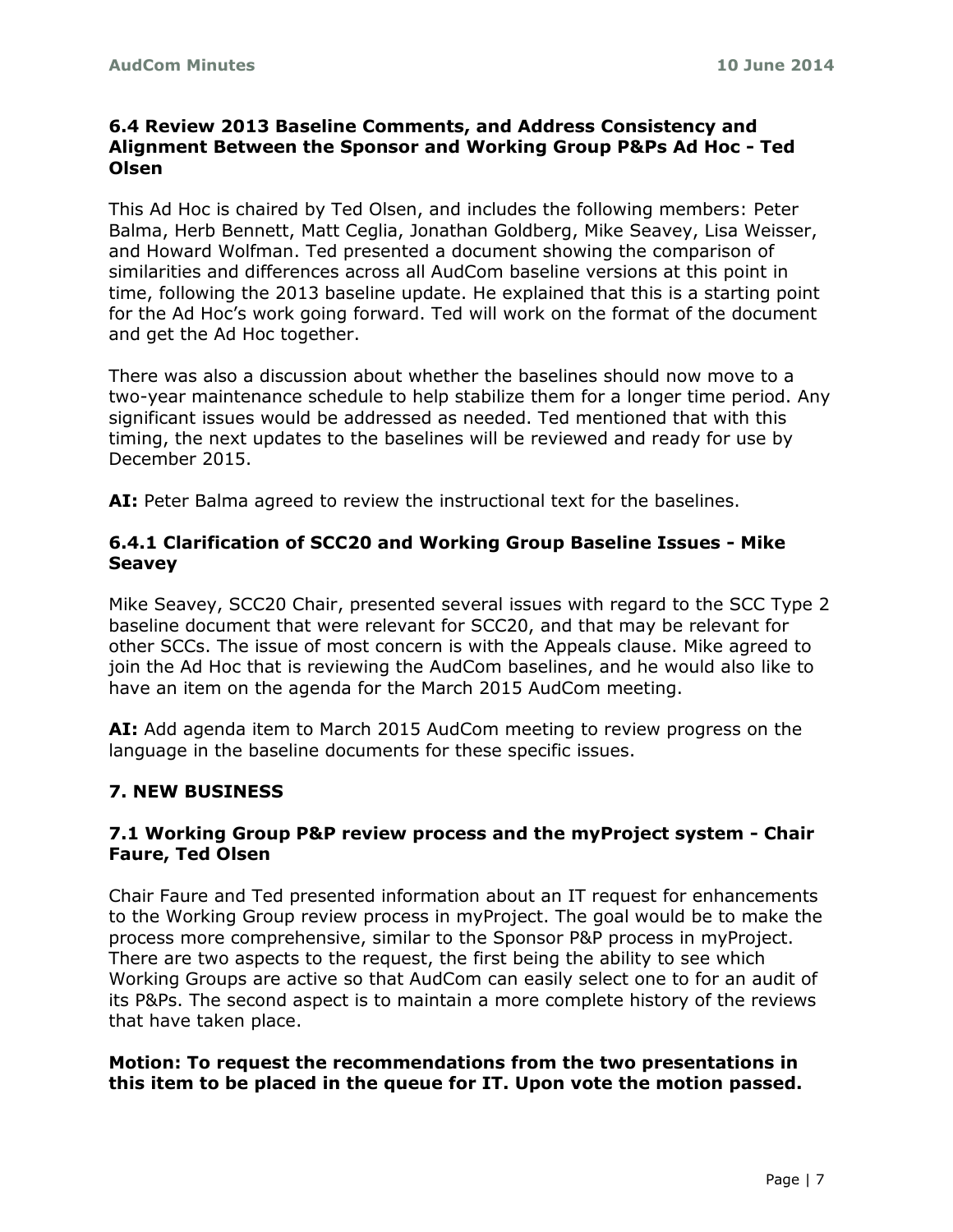### 6.4 Review 2013 Baseline Comments, and Address Consistency and Alignment Between the Sponsor and Working Group P&Ps Ad Hoc - Ted Olsen

This Ad Hoc is chaired by Ted Olsen, and includes the following members: Peter Balma, Herb Bennett, Matt Ceglia, Jonathan Goldberg, Mike Seavey, Lisa Weisser, and Howard Wolfman. Ted presented a document showing the comparison of similarities and differences across all AudCom baseline versions at this point in time, following the 2013 baseline update. He explained that this is a starting point for the Ad Hoc's work going forward. Ted will work on the format of the document and get the Ad Hoc together.

There was also a discussion about whether the baselines should now move to a two-year maintenance schedule to help stabilize them for a longer time period. Any significant issues would be addressed as needed. Ted mentioned that with this timing, the next updates to the baselines will be reviewed and ready for use by December 2015.

**AI:** Peter Balma agreed to review the instructional text for the baselines.

#### 6.4.1 Clarification of SCC20 and Working Group Baseline Issues - Mike Seavey

Mike Seavey, SCC20 Chair, presented several issues with regard to the SCC Type 2 baseline document that were relevant for SCC20, and that may be relevant for other SCCs. The issue of most concern is with the Appeals clause. Mike agreed to join the Ad Hoc that is reviewing the AudCom baselines, and he would also like to have an item on the agenda for the March 2015 AudCom meeting.

**AI:** Add agenda item to March 2015 AudCom meeting to review progress on the language in the baseline documents for these specific issues.

## 7. NEW BUSINESS

### 7.1 Working Group P&P review process and the myProject system - Chair Faure, Ted Olsen

Chair Faure and Ted presented information about an IT request for enhancements to the Working Group review process in myProject. The goal would be to make the process more comprehensive, similar to the Sponsor P&P process in myProject. There are two aspects to the request, the first being the ability to see which Working Groups are active so that AudCom can easily select one to for an audit of its P&Ps. The second aspect is to maintain a more complete history of the reviews that have taken place.

**Motion: To request the recommendations from the two presentations in this item to be placed in the queue for IT. Upon vote the motion passed.**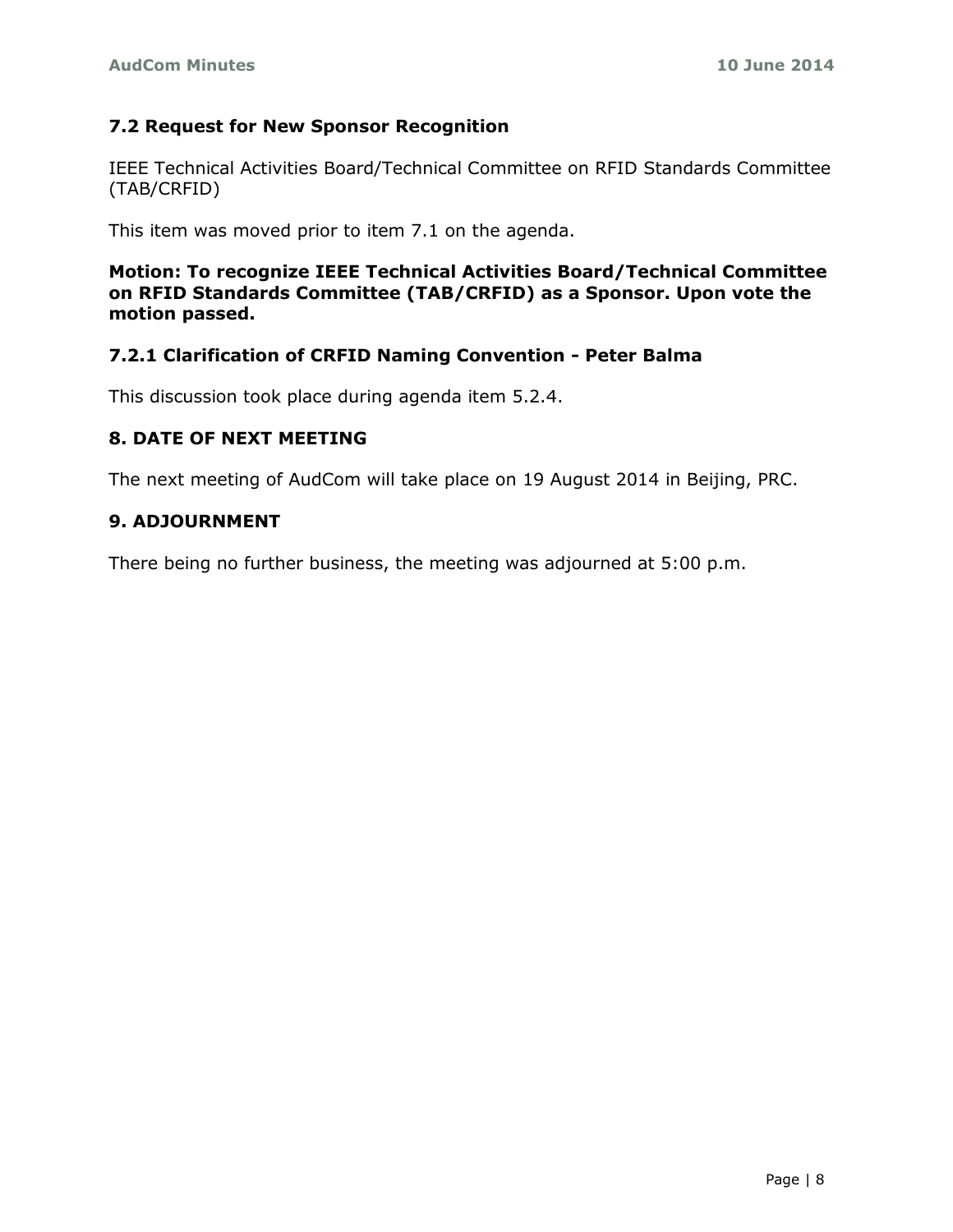### 7.2 Request for New Sponsor Recognition

IEEE Technical Activities Board/Technical Committee on RFID Standards Committee (TAB/CRFID)

This item was moved prior to item 7.1 on the agenda.

**Motion: To recognize IEEE Technical Activities Board/Technical Committee on RFID Standards Committee (TAB/CRFID) as a Sponsor. Upon vote the motion passed.**

### 7.2.1 Clarification of CRFID Naming Convention - Peter Balma

This discussion took place during agenda item 5.2.4.

## 8. DATE OF NEXT MEETING

The next meeting of AudCom will take place on 19 August 2014 in Beijing, PRC.

## 9. ADJOURNMENT

There being no further business, the meeting was adjourned at 5:00 p.m.